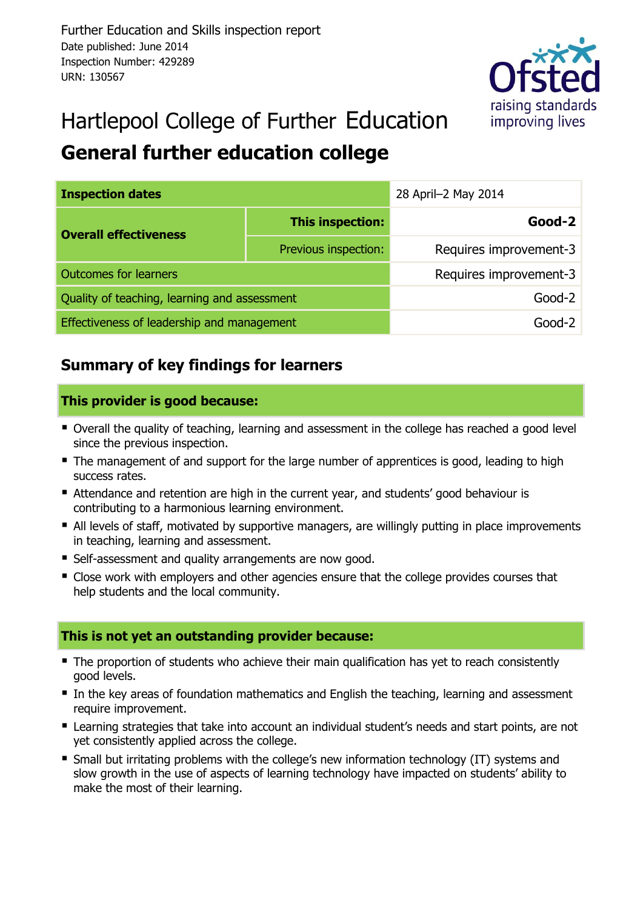Further Education and Skills inspection report
Date published: June 2014
Inspection Number: 429289
URN: 130567

# Hartlepool College of Further Education

## General further education college

| Inspection dates | | 28 April–2 May 2014 |
|---|---|---|
| **Overall effectiveness** | **This inspection:** | **Good-2** |
| | Previous inspection: | Requires improvement-3 |
| Outcomes for learners | | Requires improvement-3 |
| Quality of teaching, learning and assessment | | Good-2 |
| Effectiveness of leadership and management | | Good-2 |

## Summary of key findings for learners

### This provider is good because:

- Overall the quality of teaching, learning and assessment in the college has reached a good level since the previous inspection.
- The management of and support for the large number of apprentices is good, leading to high success rates.
- Attendance and retention are high in the current year, and students' good behaviour is contributing to a harmonious learning environment.
- All levels of staff, motivated by supportive managers, are willingly putting in place improvements in teaching, learning and assessment.
- Self-assessment and quality arrangements are now good.
- Close work with employers and other agencies ensure that the college provides courses that help students and the local community.

### This is not yet an outstanding provider because:

- The proportion of students who achieve their main qualification has yet to reach consistently good levels.
- In the key areas of foundation mathematics and English the teaching, learning and assessment require improvement.
- Learning strategies that take into account an individual student's needs and start points, are not yet consistently applied across the college.
- Small but irritating problems with the college's new information technology (IT) systems and slow growth in the use of aspects of learning technology have impacted on students' ability to make the most of their learning.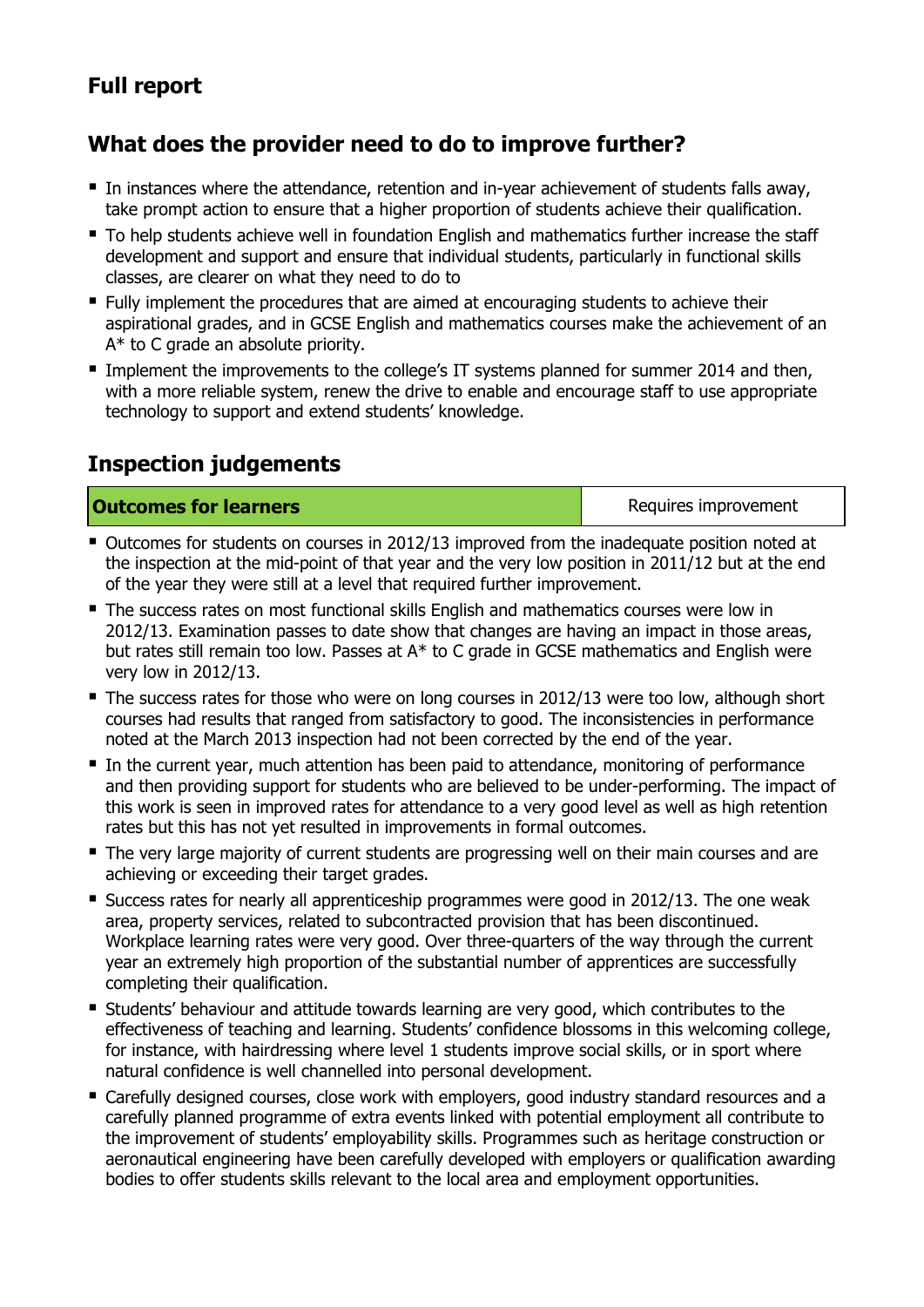## Full report

## What does the provider need to do to improve further?

- In instances where the attendance, retention and in-year achievement of students falls away, take prompt action to ensure that a higher proportion of students achieve their qualification.
- To help students achieve well in foundation English and mathematics further increase the staff development and support and ensure that individual students, particularly in functional skills classes, are clearer on what they need to do to
- Fully implement the procedures that are aimed at encouraging students to achieve their aspirational grades, and in GCSE English and mathematics courses make the achievement of an A* to C grade an absolute priority.
- Implement the improvements to the college's IT systems planned for summer 2014 and then, with a more reliable system, renew the drive to enable and encourage staff to use appropriate technology to support and extend students' knowledge.

## Inspection judgements

| **Outcomes for learners** | Requires improvement |
|---|---|

- Outcomes for students on courses in 2012/13 improved from the inadequate position noted at the inspection at the mid-point of that year and the very low position in 2011/12 but at the end of the year they were still at a level that required further improvement.
- The success rates on most functional skills English and mathematics courses were low in 2012/13. Examination passes to date show that changes are having an impact in those areas, but rates still remain too low. Passes at A* to C grade in GCSE mathematics and English were very low in 2012/13.
- The success rates for those who were on long courses in 2012/13 were too low, although short courses had results that ranged from satisfactory to good. The inconsistencies in performance noted at the March 2013 inspection had not been corrected by the end of the year.
- In the current year, much attention has been paid to attendance, monitoring of performance and then providing support for students who are believed to be under-performing. The impact of this work is seen in improved rates for attendance to a very good level as well as high retention rates but this has not yet resulted in improvements in formal outcomes.
- The very large majority of current students are progressing well on their main courses and are achieving or exceeding their target grades.
- Success rates for nearly all apprenticeship programmes were good in 2012/13. The one weak area, property services, related to subcontracted provision that has been discontinued. Workplace learning rates were very good. Over three-quarters of the way through the current year an extremely high proportion of the substantial number of apprentices are successfully completing their qualification.
- Students' behaviour and attitude towards learning are very good, which contributes to the effectiveness of teaching and learning. Students' confidence blossoms in this welcoming college, for instance, with hairdressing where level 1 students improve social skills, or in sport where natural confidence is well channelled into personal development.
- Carefully designed courses, close work with employers, good industry standard resources and a carefully planned programme of extra events linked with potential employment all contribute to the improvement of students' employability skills. Programmes such as heritage construction or aeronautical engineering have been carefully developed with employers or qualification awarding bodies to offer students skills relevant to the local area and employment opportunities.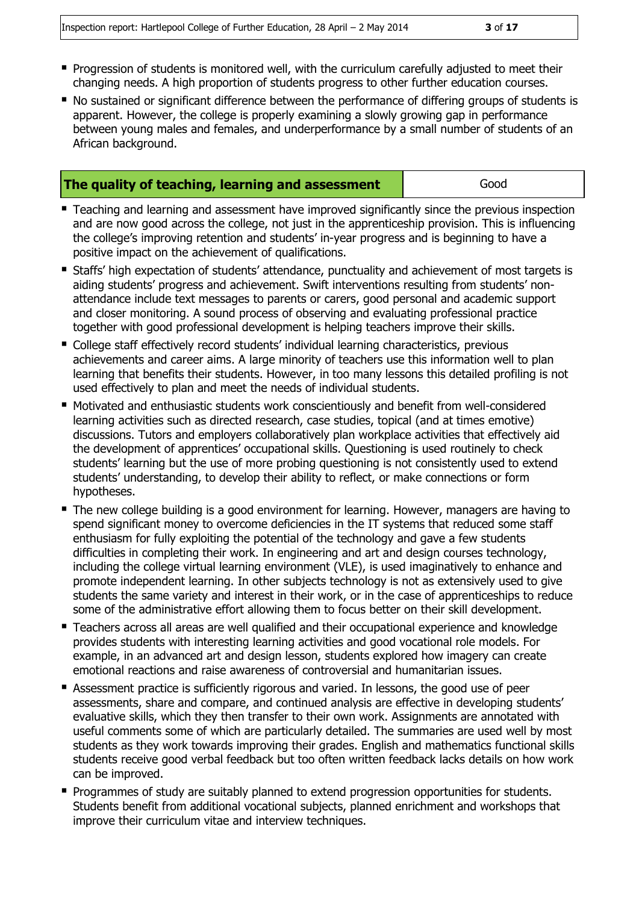- Progression of students is monitored well, with the curriculum carefully adjusted to meet their changing needs. A high proportion of students progress to other further education courses.
- No sustained or significant difference between the performance of differing groups of students is apparent. However, the college is properly examining a slowly growing gap in performance between young males and females, and underperformance by a small number of students of an African background.

| The quality of teaching, learning and assessment | Good |
|---|---|

- Teaching and learning and assessment have improved significantly since the previous inspection and are now good across the college, not just in the apprenticeship provision. This is influencing the college's improving retention and students' in-year progress and is beginning to have a positive impact on the achievement of qualifications.
- Staffs' high expectation of students' attendance, punctuality and achievement of most targets is aiding students' progress and achievement. Swift interventions resulting from students' non-attendance include text messages to parents or carers, good personal and academic support and closer monitoring. A sound process of observing and evaluating professional practice together with good professional development is helping teachers improve their skills.
- College staff effectively record students' individual learning characteristics, previous achievements and career aims. A large minority of teachers use this information well to plan learning that benefits their students. However, in too many lessons this detailed profiling is not used effectively to plan and meet the needs of individual students.
- Motivated and enthusiastic students work conscientiously and benefit from well-considered learning activities such as directed research, case studies, topical (and at times emotive) discussions. Tutors and employers collaboratively plan workplace activities that effectively aid the development of apprentices' occupational skills. Questioning is used routinely to check students' learning but the use of more probing questioning is not consistently used to extend students' understanding, to develop their ability to reflect, or make connections or form hypotheses.
- The new college building is a good environment for learning. However, managers are having to spend significant money to overcome deficiencies in the IT systems that reduced some staff enthusiasm for fully exploiting the potential of the technology and gave a few students difficulties in completing their work. In engineering and art and design courses technology, including the college virtual learning environment (VLE), is used imaginatively to enhance and promote independent learning. In other subjects technology is not as extensively used to give students the same variety and interest in their work, or in the case of apprenticeships to reduce some of the administrative effort allowing them to focus better on their skill development.
- Teachers across all areas are well qualified and their occupational experience and knowledge provides students with interesting learning activities and good vocational role models. For example, in an advanced art and design lesson, students explored how imagery can create emotional reactions and raise awareness of controversial and humanitarian issues.
- Assessment practice is sufficiently rigorous and varied. In lessons, the good use of peer assessments, share and compare, and continued analysis are effective in developing students' evaluative skills, which they then transfer to their own work. Assignments are annotated with useful comments some of which are particularly detailed. The summaries are used well by most students as they work towards improving their grades. English and mathematics functional skills students receive good verbal feedback but too often written feedback lacks details on how work can be improved.
- Programmes of study are suitably planned to extend progression opportunities for students. Students benefit from additional vocational subjects, planned enrichment and workshops that improve their curriculum vitae and interview techniques.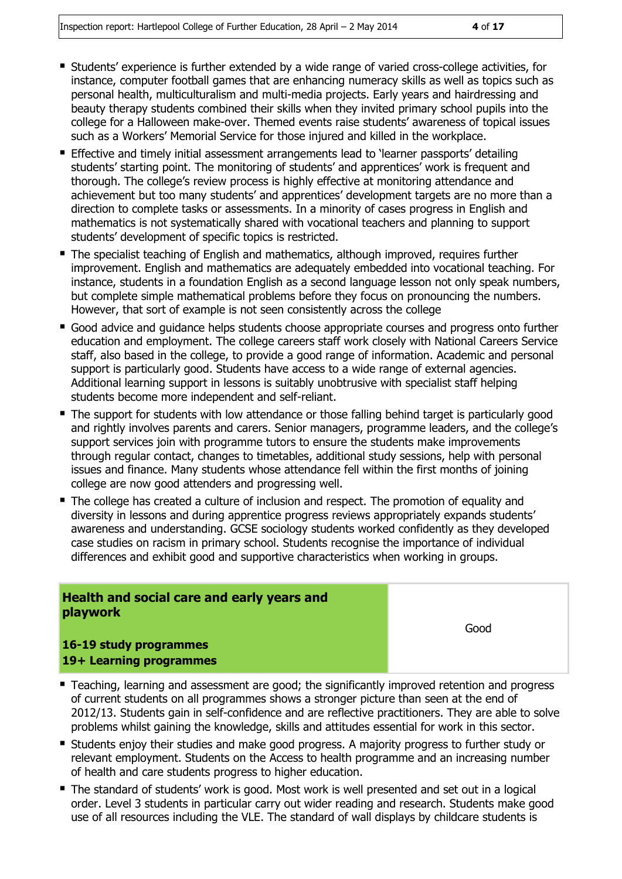- Students' experience is further extended by a wide range of varied cross-college activities, for instance, computer football games that are enhancing numeracy skills as well as topics such as personal health, multiculturalism and multi-media projects. Early years and hairdressing and beauty therapy students combined their skills when they invited primary school pupils into the college for a Halloween make-over. Themed events raise students' awareness of topical issues such as a Workers' Memorial Service for those injured and killed in the workplace.
- Effective and timely initial assessment arrangements lead to 'learner passports' detailing students' starting point. The monitoring of students' and apprentices' work is frequent and thorough. The college's review process is highly effective at monitoring attendance and achievement but too many students' and apprentices' development targets are no more than a direction to complete tasks or assessments. In a minority of cases progress in English and mathematics is not systematically shared with vocational teachers and planning to support students' development of specific topics is restricted.
- The specialist teaching of English and mathematics, although improved, requires further improvement. English and mathematics are adequately embedded into vocational teaching. For instance, students in a foundation English as a second language lesson not only speak numbers, but complete simple mathematical problems before they focus on pronouncing the numbers. However, that sort of example is not seen consistently across the college
- Good advice and guidance helps students choose appropriate courses and progress onto further education and employment. The college careers staff work closely with National Careers Service staff, also based in the college, to provide a good range of information. Academic and personal support is particularly good. Students have access to a wide range of external agencies. Additional learning support in lessons is suitably unobtrusive with specialist staff helping students become more independent and self-reliant.
- The support for students with low attendance or those falling behind target is particularly good and rightly involves parents and carers. Senior managers, programme leaders, and the college's support services join with programme tutors to ensure the students make improvements through regular contact, changes to timetables, additional study sessions, help with personal issues and finance. Many students whose attendance fell within the first months of joining college are now good attenders and progressing well.
- The college has created a culture of inclusion and respect. The promotion of equality and diversity in lessons and during apprentice progress reviews appropriately expands students' awareness and understanding. GCSE sociology students worked confidently as they developed case studies on racism in primary school. Students recognise the importance of individual differences and exhibit good and supportive characteristics when working in groups.

| **Health and social care and early years and playwork**<br><br>**16-19 study programmes**<br>**19+ Learning programmes** | Good |
|---|---|

- Teaching, learning and assessment are good; the significantly improved retention and progress of current students on all programmes shows a stronger picture than seen at the end of 2012/13. Students gain in self-confidence and are reflective practitioners. They are able to solve problems whilst gaining the knowledge, skills and attitudes essential for work in this sector.
- Students enjoy their studies and make good progress. A majority progress to further study or relevant employment. Students on the Access to health programme and an increasing number of health and care students progress to higher education.
- The standard of students' work is good. Most work is well presented and set out in a logical order. Level 3 students in particular carry out wider reading and research. Students make good use of all resources including the VLE. The standard of wall displays by childcare students is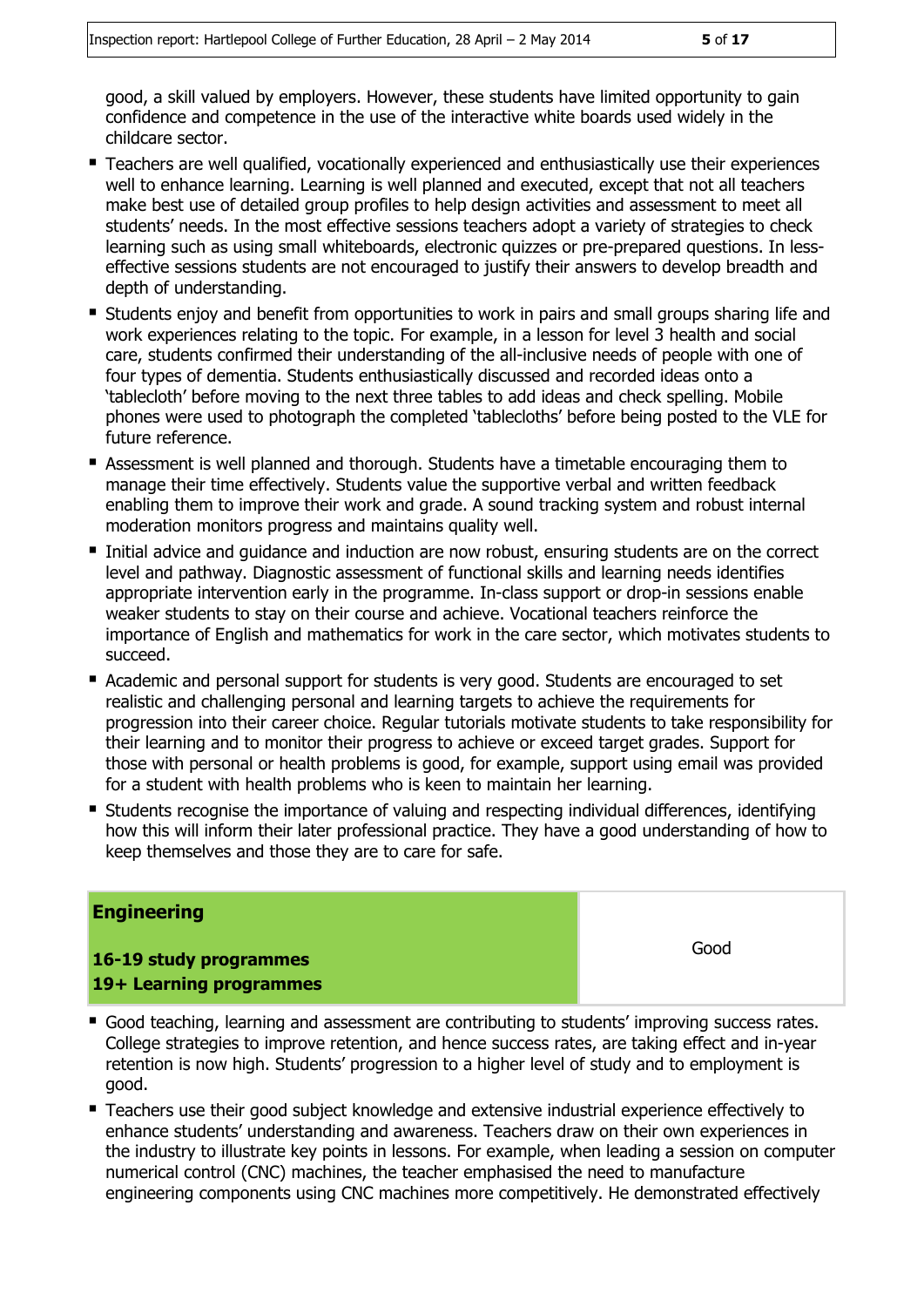good, a skill valued by employers. However, these students have limited opportunity to gain confidence and competence in the use of the interactive white boards used widely in the childcare sector.

- Teachers are well qualified, vocationally experienced and enthusiastically use their experiences well to enhance learning. Learning is well planned and executed, except that not all teachers make best use of detailed group profiles to help design activities and assessment to meet all students' needs. In the most effective sessions teachers adopt a variety of strategies to check learning such as using small whiteboards, electronic quizzes or pre-prepared questions. In less-effective sessions students are not encouraged to justify their answers to develop breadth and depth of understanding.
- Students enjoy and benefit from opportunities to work in pairs and small groups sharing life and work experiences relating to the topic. For example, in a lesson for level 3 health and social care, students confirmed their understanding of the all-inclusive needs of people with one of four types of dementia. Students enthusiastically discussed and recorded ideas onto a 'tablecloth' before moving to the next three tables to add ideas and check spelling. Mobile phones were used to photograph the completed 'tablecloths' before being posted to the VLE for future reference.
- Assessment is well planned and thorough. Students have a timetable encouraging them to manage their time effectively. Students value the supportive verbal and written feedback enabling them to improve their work and grade. A sound tracking system and robust internal moderation monitors progress and maintains quality well.
- Initial advice and guidance and induction are now robust, ensuring students are on the correct level and pathway. Diagnostic assessment of functional skills and learning needs identifies appropriate intervention early in the programme. In-class support or drop-in sessions enable weaker students to stay on their course and achieve. Vocational teachers reinforce the importance of English and mathematics for work in the care sector, which motivates students to succeed.
- Academic and personal support for students is very good. Students are encouraged to set realistic and challenging personal and learning targets to achieve the requirements for progression into their career choice. Regular tutorials motivate students to take responsibility for their learning and to monitor their progress to achieve or exceed target grades. Support for those with personal or health problems is good, for example, support using email was provided for a student with health problems who is keen to maintain her learning.
- Students recognise the importance of valuing and respecting individual differences, identifying how this will inform their later professional practice. They have a good understanding of how to keep themselves and those they are to care for safe.

| **Engineering**<br><br>**16-19 study programmes**<br>**19+ Learning programmes** | Good |
|---|---|

- Good teaching, learning and assessment are contributing to students' improving success rates. College strategies to improve retention, and hence success rates, are taking effect and in-year retention is now high. Students' progression to a higher level of study and to employment is good.
- Teachers use their good subject knowledge and extensive industrial experience effectively to enhance students' understanding and awareness. Teachers draw on their own experiences in the industry to illustrate key points in lessons. For example, when leading a session on computer numerical control (CNC) machines, the teacher emphasised the need to manufacture engineering components using CNC machines more competitively. He demonstrated effectively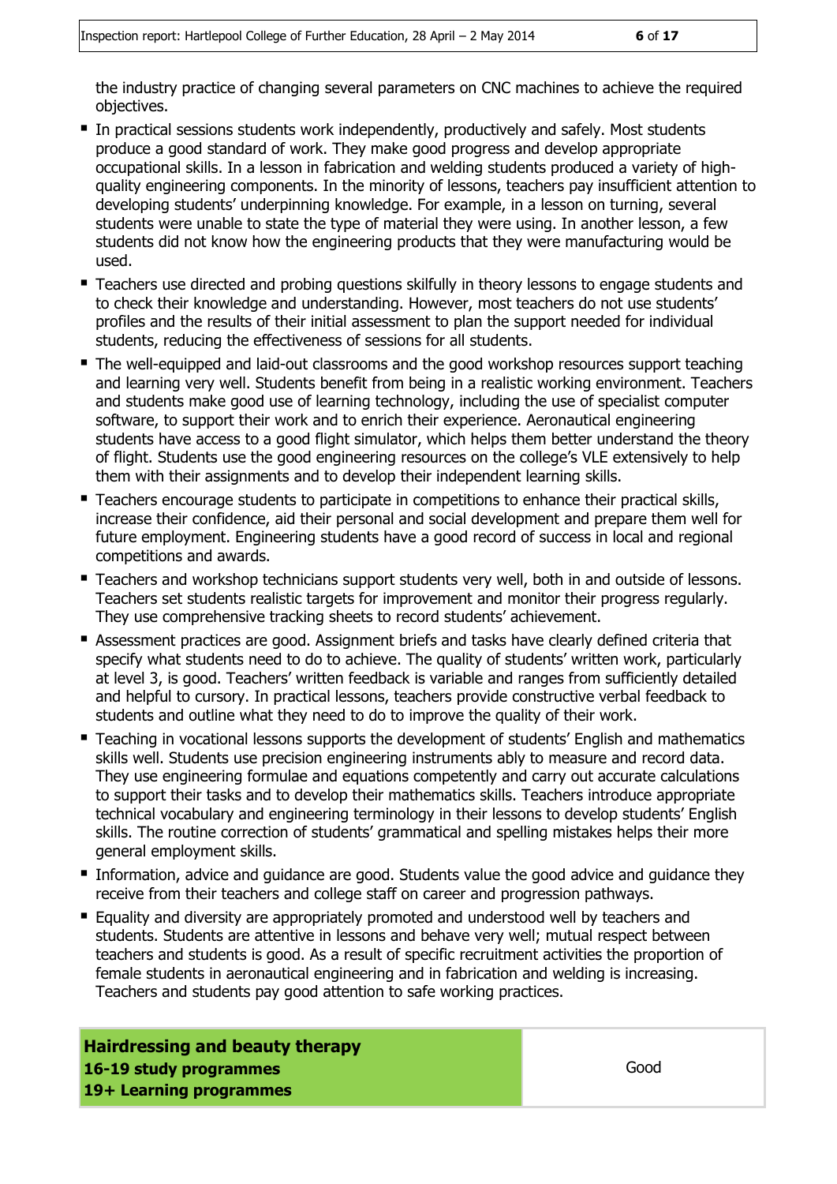the industry practice of changing several parameters on CNC machines to achieve the required objectives.

- In practical sessions students work independently, productively and safely. Most students produce a good standard of work. They make good progress and develop appropriate occupational skills. In a lesson in fabrication and welding students produced a variety of high-quality engineering components. In the minority of lessons, teachers pay insufficient attention to developing students' underpinning knowledge. For example, in a lesson on turning, several students were unable to state the type of material they were using. In another lesson, a few students did not know how the engineering products that they were manufacturing would be used.
- Teachers use directed and probing questions skilfully in theory lessons to engage students and to check their knowledge and understanding. However, most teachers do not use students' profiles and the results of their initial assessment to plan the support needed for individual students, reducing the effectiveness of sessions for all students.
- The well-equipped and laid-out classrooms and the good workshop resources support teaching and learning very well. Students benefit from being in a realistic working environment. Teachers and students make good use of learning technology, including the use of specialist computer software, to support their work and to enrich their experience. Aeronautical engineering students have access to a good flight simulator, which helps them better understand the theory of flight. Students use the good engineering resources on the college's VLE extensively to help them with their assignments and to develop their independent learning skills.
- Teachers encourage students to participate in competitions to enhance their practical skills, increase their confidence, aid their personal and social development and prepare them well for future employment. Engineering students have a good record of success in local and regional competitions and awards.
- Teachers and workshop technicians support students very well, both in and outside of lessons. Teachers set students realistic targets for improvement and monitor their progress regularly. They use comprehensive tracking sheets to record students' achievement.
- Assessment practices are good. Assignment briefs and tasks have clearly defined criteria that specify what students need to do to achieve. The quality of students' written work, particularly at level 3, is good. Teachers' written feedback is variable and ranges from sufficiently detailed and helpful to cursory. In practical lessons, teachers provide constructive verbal feedback to students and outline what they need to do to improve the quality of their work.
- Teaching in vocational lessons supports the development of students' English and mathematics skills well. Students use precision engineering instruments ably to measure and record data. They use engineering formulae and equations competently and carry out accurate calculations to support their tasks and to develop their mathematics skills. Teachers introduce appropriate technical vocabulary and engineering terminology in their lessons to develop students' English skills. The routine correction of students' grammatical and spelling mistakes helps their more general employment skills.
- Information, advice and guidance are good. Students value the good advice and guidance they receive from their teachers and college staff on career and progression pathways.
- Equality and diversity are appropriately promoted and understood well by teachers and students. Students are attentive in lessons and behave very well; mutual respect between teachers and students is good. As a result of specific recruitment activities the proportion of female students in aeronautical engineering and in fabrication and welding is increasing. Teachers and students pay good attention to safe working practices.

| **Hairdressing and beauty therapy**<br>**16-19 study programmes**<br>**19+ Learning programmes** | Good |
|---|---|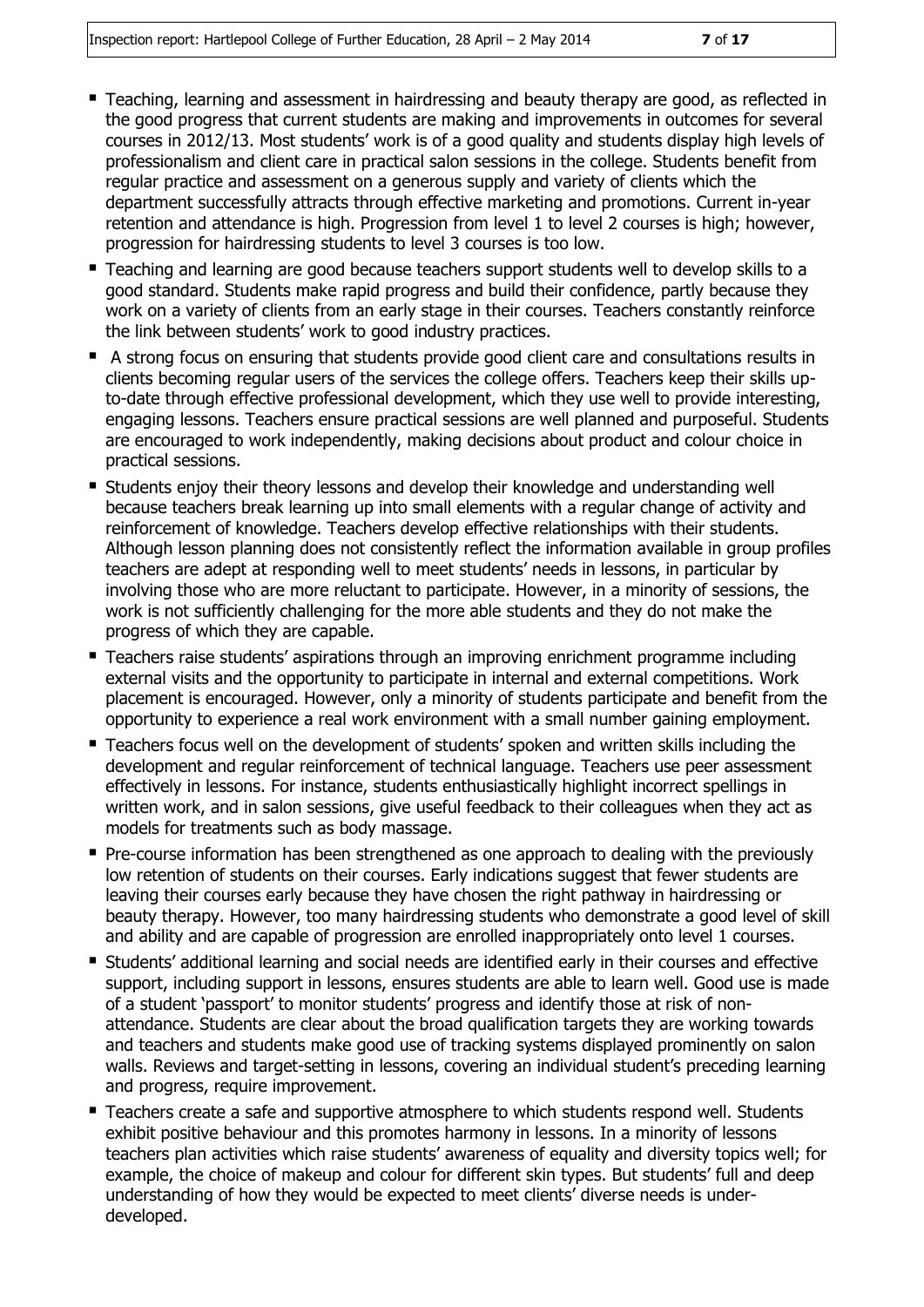- Teaching, learning and assessment in hairdressing and beauty therapy are good, as reflected in the good progress that current students are making and improvements in outcomes for several courses in 2012/13. Most students' work is of a good quality and students display high levels of professionalism and client care in practical salon sessions in the college. Students benefit from regular practice and assessment on a generous supply and variety of clients which the department successfully attracts through effective marketing and promotions. Current in-year retention and attendance is high. Progression from level 1 to level 2 courses is high; however, progression for hairdressing students to level 3 courses is too low.
- Teaching and learning are good because teachers support students well to develop skills to a good standard. Students make rapid progress and build their confidence, partly because they work on a variety of clients from an early stage in their courses. Teachers constantly reinforce the link between students' work to good industry practices.
- A strong focus on ensuring that students provide good client care and consultations results in clients becoming regular users of the services the college offers. Teachers keep their skills up-to-date through effective professional development, which they use well to provide interesting, engaging lessons. Teachers ensure practical sessions are well planned and purposeful. Students are encouraged to work independently, making decisions about product and colour choice in practical sessions.
- Students enjoy their theory lessons and develop their knowledge and understanding well because teachers break learning up into small elements with a regular change of activity and reinforcement of knowledge. Teachers develop effective relationships with their students. Although lesson planning does not consistently reflect the information available in group profiles teachers are adept at responding well to meet students' needs in lessons, in particular by involving those who are more reluctant to participate. However, in a minority of sessions, the work is not sufficiently challenging for the more able students and they do not make the progress of which they are capable.
- Teachers raise students' aspirations through an improving enrichment programme including external visits and the opportunity to participate in internal and external competitions. Work placement is encouraged. However, only a minority of students participate and benefit from the opportunity to experience a real work environment with a small number gaining employment.
- Teachers focus well on the development of students' spoken and written skills including the development and regular reinforcement of technical language. Teachers use peer assessment effectively in lessons. For instance, students enthusiastically highlight incorrect spellings in written work, and in salon sessions, give useful feedback to their colleagues when they act as models for treatments such as body massage.
- Pre-course information has been strengthened as one approach to dealing with the previously low retention of students on their courses. Early indications suggest that fewer students are leaving their courses early because they have chosen the right pathway in hairdressing or beauty therapy. However, too many hairdressing students who demonstrate a good level of skill and ability and are capable of progression are enrolled inappropriately onto level 1 courses.
- Students' additional learning and social needs are identified early in their courses and effective support, including support in lessons, ensures students are able to learn well. Good use is made of a student 'passport' to monitor students' progress and identify those at risk of non-attendance. Students are clear about the broad qualification targets they are working towards and teachers and students make good use of tracking systems displayed prominently on salon walls. Reviews and target-setting in lessons, covering an individual student's preceding learning and progress, require improvement.
- Teachers create a safe and supportive atmosphere to which students respond well. Students exhibit positive behaviour and this promotes harmony in lessons. In a minority of lessons teachers plan activities which raise students' awareness of equality and diversity topics well; for example, the choice of makeup and colour for different skin types. But students' full and deep understanding of how they would be expected to meet clients' diverse needs is under-developed.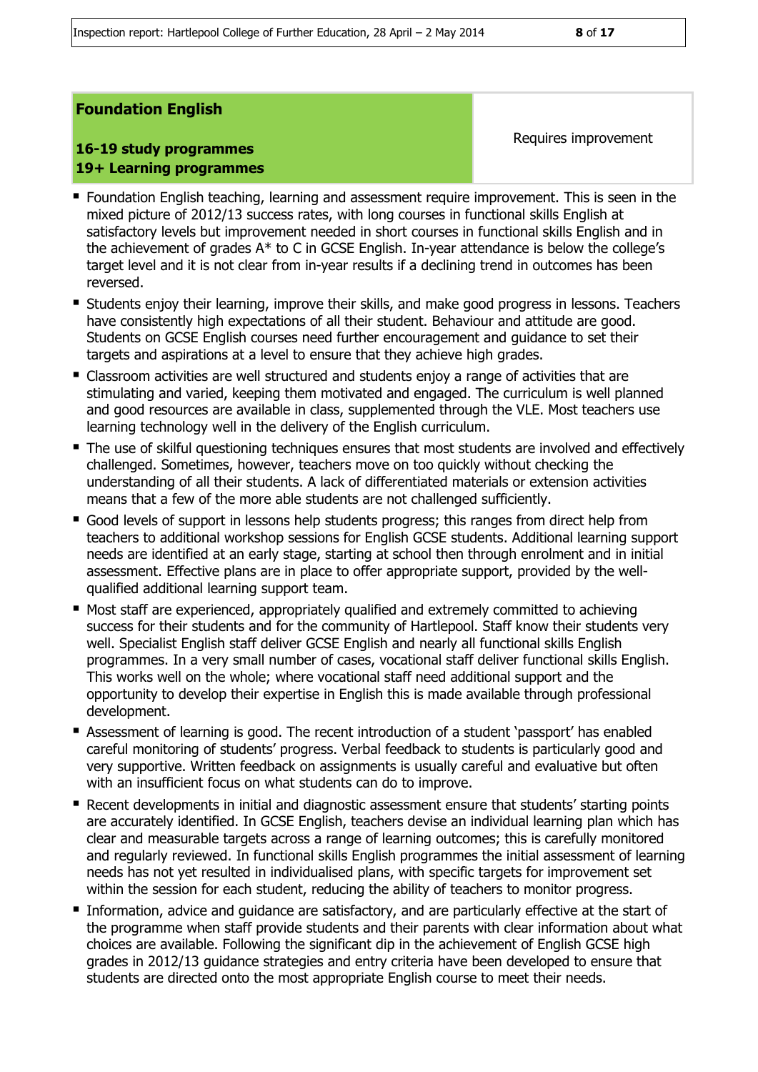| **Foundation English**<br><br>**16-19 study programmes**<br>**19+ Learning programmes** | Requires improvement |
|---|---|

- Foundation English teaching, learning and assessment require improvement. This is seen in the mixed picture of 2012/13 success rates, with long courses in functional skills English at satisfactory levels but improvement needed in short courses in functional skills English and in the achievement of grades A* to C in GCSE English. In-year attendance is below the college's target level and it is not clear from in-year results if a declining trend in outcomes has been reversed.
- Students enjoy their learning, improve their skills, and make good progress in lessons. Teachers have consistently high expectations of all their student. Behaviour and attitude are good. Students on GCSE English courses need further encouragement and guidance to set their targets and aspirations at a level to ensure that they achieve high grades.
- Classroom activities are well structured and students enjoy a range of activities that are stimulating and varied, keeping them motivated and engaged. The curriculum is well planned and good resources are available in class, supplemented through the VLE. Most teachers use learning technology well in the delivery of the English curriculum.
- The use of skilful questioning techniques ensures that most students are involved and effectively challenged. Sometimes, however, teachers move on too quickly without checking the understanding of all their students. A lack of differentiated materials or extension activities means that a few of the more able students are not challenged sufficiently.
- Good levels of support in lessons help students progress; this ranges from direct help from teachers to additional workshop sessions for English GCSE students. Additional learning support needs are identified at an early stage, starting at school then through enrolment and in initial assessment. Effective plans are in place to offer appropriate support, provided by the well-qualified additional learning support team.
- Most staff are experienced, appropriately qualified and extremely committed to achieving success for their students and for the community of Hartlepool. Staff know their students very well. Specialist English staff deliver GCSE English and nearly all functional skills English programmes. In a very small number of cases, vocational staff deliver functional skills English. This works well on the whole; where vocational staff need additional support and the opportunity to develop their expertise in English this is made available through professional development.
- Assessment of learning is good. The recent introduction of a student 'passport' has enabled careful monitoring of students' progress. Verbal feedback to students is particularly good and very supportive. Written feedback on assignments is usually careful and evaluative but often with an insufficient focus on what students can do to improve.
- Recent developments in initial and diagnostic assessment ensure that students' starting points are accurately identified. In GCSE English, teachers devise an individual learning plan which has clear and measurable targets across a range of learning outcomes; this is carefully monitored and regularly reviewed. In functional skills English programmes the initial assessment of learning needs has not yet resulted in individualised plans, with specific targets for improvement set within the session for each student, reducing the ability of teachers to monitor progress.
- Information, advice and guidance are satisfactory, and are particularly effective at the start of the programme when staff provide students and their parents with clear information about what choices are available. Following the significant dip in the achievement of English GCSE high grades in 2012/13 guidance strategies and entry criteria have been developed to ensure that students are directed onto the most appropriate English course to meet their needs.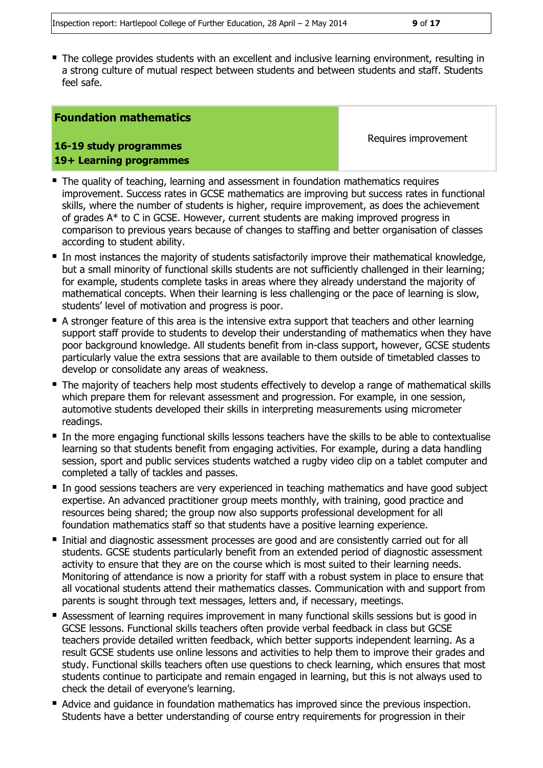- The college provides students with an excellent and inclusive learning environment, resulting in a strong culture of mutual respect between students and between students and staff. Students feel safe.

| **Foundation mathematics**<br><br>**16-19 study programmes**<br>**19+ Learning programmes** | Requires improvement |
|---|---|

- The quality of teaching, learning and assessment in foundation mathematics requires improvement. Success rates in GCSE mathematics are improving but success rates in functional skills, where the number of students is higher, require improvement, as does the achievement of grades A* to C in GCSE. However, current students are making improved progress in comparison to previous years because of changes to staffing and better organisation of classes according to student ability.
- In most instances the majority of students satisfactorily improve their mathematical knowledge, but a small minority of functional skills students are not sufficiently challenged in their learning; for example, students complete tasks in areas where they already understand the majority of mathematical concepts. When their learning is less challenging or the pace of learning is slow, students' level of motivation and progress is poor.
- A stronger feature of this area is the intensive extra support that teachers and other learning support staff provide to students to develop their understanding of mathematics when they have poor background knowledge. All students benefit from in-class support, however, GCSE students particularly value the extra sessions that are available to them outside of timetabled classes to develop or consolidate any areas of weakness.
- The majority of teachers help most students effectively to develop a range of mathematical skills which prepare them for relevant assessment and progression. For example, in one session, automotive students developed their skills in interpreting measurements using micrometer readings.
- In the more engaging functional skills lessons teachers have the skills to be able to contextualise learning so that students benefit from engaging activities. For example, during a data handling session, sport and public services students watched a rugby video clip on a tablet computer and completed a tally of tackles and passes.
- In good sessions teachers are very experienced in teaching mathematics and have good subject expertise. An advanced practitioner group meets monthly, with training, good practice and resources being shared; the group now also supports professional development for all foundation mathematics staff so that students have a positive learning experience.
- Initial and diagnostic assessment processes are good and are consistently carried out for all students. GCSE students particularly benefit from an extended period of diagnostic assessment activity to ensure that they are on the course which is most suited to their learning needs. Monitoring of attendance is now a priority for staff with a robust system in place to ensure that all vocational students attend their mathematics classes. Communication with and support from parents is sought through text messages, letters and, if necessary, meetings.
- Assessment of learning requires improvement in many functional skills sessions but is good in GCSE lessons. Functional skills teachers often provide verbal feedback in class but GCSE teachers provide detailed written feedback, which better supports independent learning. As a result GCSE students use online lessons and activities to help them to improve their grades and study. Functional skills teachers often use questions to check learning, which ensures that most students continue to participate and remain engaged in learning, but this is not always used to check the detail of everyone's learning.
- Advice and guidance in foundation mathematics has improved since the previous inspection. Students have a better understanding of course entry requirements for progression in their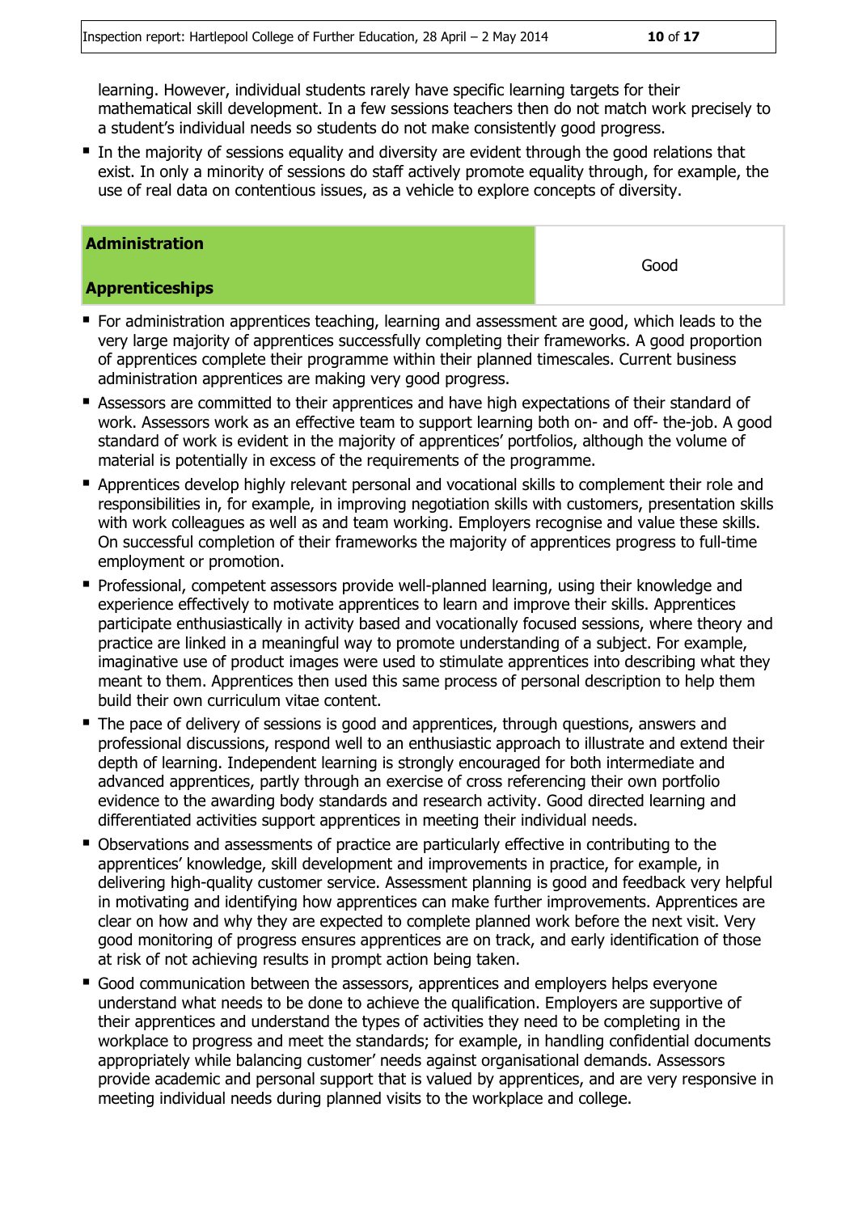learning. However, individual students rarely have specific learning targets for their mathematical skill development. In a few sessions teachers then do not match work precisely to a student's individual needs so students do not make consistently good progress.

- In the majority of sessions equality and diversity are evident through the good relations that exist. In only a minority of sessions do staff actively promote equality through, for example, the use of real data on contentious issues, as a vehicle to explore concepts of diversity.

| **Administration**<br><br>**Apprenticeships** | Good |
|---|---|

- For administration apprentices teaching, learning and assessment are good, which leads to the very large majority of apprentices successfully completing their frameworks. A good proportion of apprentices complete their programme within their planned timescales. Current business administration apprentices are making very good progress.
- Assessors are committed to their apprentices and have high expectations of their standard of work. Assessors work as an effective team to support learning both on- and off- the-job. A good standard of work is evident in the majority of apprentices' portfolios, although the volume of material is potentially in excess of the requirements of the programme.
- Apprentices develop highly relevant personal and vocational skills to complement their role and responsibilities in, for example, in improving negotiation skills with customers, presentation skills with work colleagues as well as and team working. Employers recognise and value these skills. On successful completion of their frameworks the majority of apprentices progress to full-time employment or promotion.
- Professional, competent assessors provide well-planned learning, using their knowledge and experience effectively to motivate apprentices to learn and improve their skills. Apprentices participate enthusiastically in activity based and vocationally focused sessions, where theory and practice are linked in a meaningful way to promote understanding of a subject. For example, imaginative use of product images were used to stimulate apprentices into describing what they meant to them. Apprentices then used this same process of personal description to help them build their own curriculum vitae content.
- The pace of delivery of sessions is good and apprentices, through questions, answers and professional discussions, respond well to an enthusiastic approach to illustrate and extend their depth of learning. Independent learning is strongly encouraged for both intermediate and advanced apprentices, partly through an exercise of cross referencing their own portfolio evidence to the awarding body standards and research activity. Good directed learning and differentiated activities support apprentices in meeting their individual needs.
- Observations and assessments of practice are particularly effective in contributing to the apprentices' knowledge, skill development and improvements in practice, for example, in delivering high-quality customer service. Assessment planning is good and feedback very helpful in motivating and identifying how apprentices can make further improvements. Apprentices are clear on how and why they are expected to complete planned work before the next visit. Very good monitoring of progress ensures apprentices are on track, and early identification of those at risk of not achieving results in prompt action being taken.
- Good communication between the assessors, apprentices and employers helps everyone understand what needs to be done to achieve the qualification. Employers are supportive of their apprentices and understand the types of activities they need to be completing in the workplace to progress and meet the standards; for example, in handling confidential documents appropriately while balancing customer' needs against organisational demands. Assessors provide academic and personal support that is valued by apprentices, and are very responsive in meeting individual needs during planned visits to the workplace and college.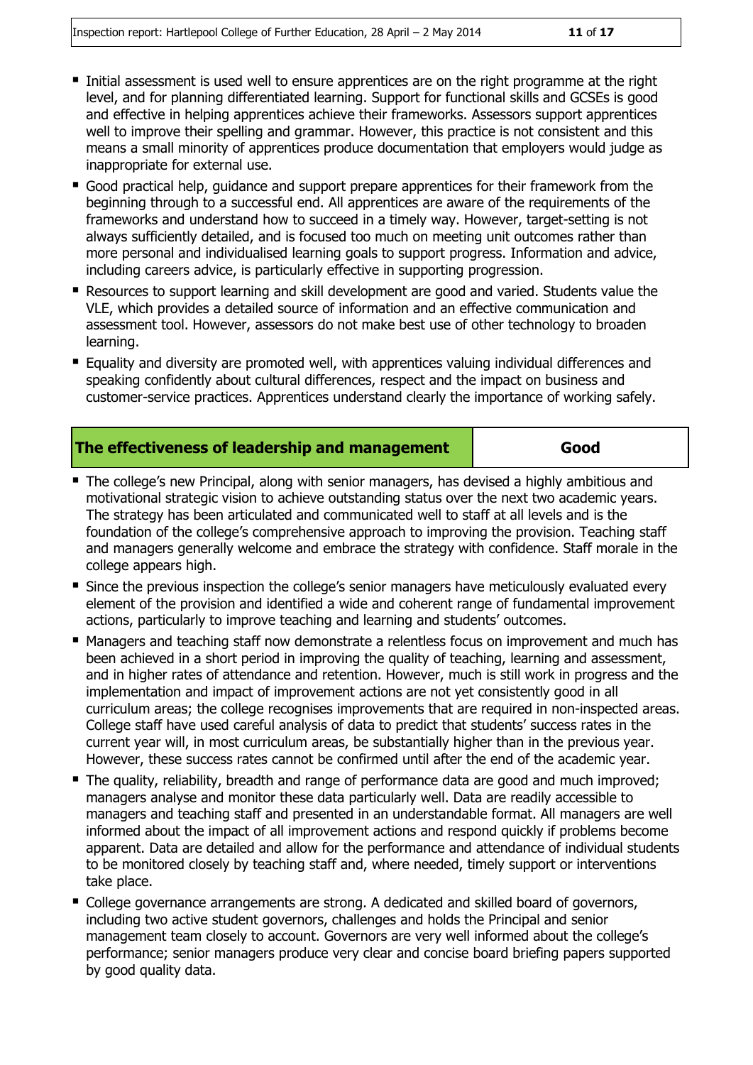- Initial assessment is used well to ensure apprentices are on the right programme at the right level, and for planning differentiated learning. Support for functional skills and GCSEs is good and effective in helping apprentices achieve their frameworks. Assessors support apprentices well to improve their spelling and grammar. However, this practice is not consistent and this means a small minority of apprentices produce documentation that employers would judge as inappropriate for external use.
- Good practical help, guidance and support prepare apprentices for their framework from the beginning through to a successful end. All apprentices are aware of the requirements of the frameworks and understand how to succeed in a timely way. However, target-setting is not always sufficiently detailed, and is focused too much on meeting unit outcomes rather than more personal and individualised learning goals to support progress. Information and advice, including careers advice, is particularly effective in supporting progression.
- Resources to support learning and skill development are good and varied. Students value the VLE, which provides a detailed source of information and an effective communication and assessment tool. However, assessors do not make best use of other technology to broaden learning.
- Equality and diversity are promoted well, with apprentices valuing individual differences and speaking confidently about cultural differences, respect and the impact on business and customer-service practices. Apprentices understand clearly the importance of working safely.

| **The effectiveness of leadership and management** | **Good** |
|---|---|

- The college's new Principal, along with senior managers, has devised a highly ambitious and motivational strategic vision to achieve outstanding status over the next two academic years. The strategy has been articulated and communicated well to staff at all levels and is the foundation of the college's comprehensive approach to improving the provision. Teaching staff and managers generally welcome and embrace the strategy with confidence. Staff morale in the college appears high.
- Since the previous inspection the college's senior managers have meticulously evaluated every element of the provision and identified a wide and coherent range of fundamental improvement actions, particularly to improve teaching and learning and students' outcomes.
- Managers and teaching staff now demonstrate a relentless focus on improvement and much has been achieved in a short period in improving the quality of teaching, learning and assessment, and in higher rates of attendance and retention. However, much is still work in progress and the implementation and impact of improvement actions are not yet consistently good in all curriculum areas; the college recognises improvements that are required in non-inspected areas. College staff have used careful analysis of data to predict that students' success rates in the current year will, in most curriculum areas, be substantially higher than in the previous year. However, these success rates cannot be confirmed until after the end of the academic year.
- The quality, reliability, breadth and range of performance data are good and much improved; managers analyse and monitor these data particularly well. Data are readily accessible to managers and teaching staff and presented in an understandable format. All managers are well informed about the impact of all improvement actions and respond quickly if problems become apparent. Data are detailed and allow for the performance and attendance of individual students to be monitored closely by teaching staff and, where needed, timely support or interventions take place.
- College governance arrangements are strong. A dedicated and skilled board of governors, including two active student governors, challenges and holds the Principal and senior management team closely to account. Governors are very well informed about the college's performance; senior managers produce very clear and concise board briefing papers supported by good quality data.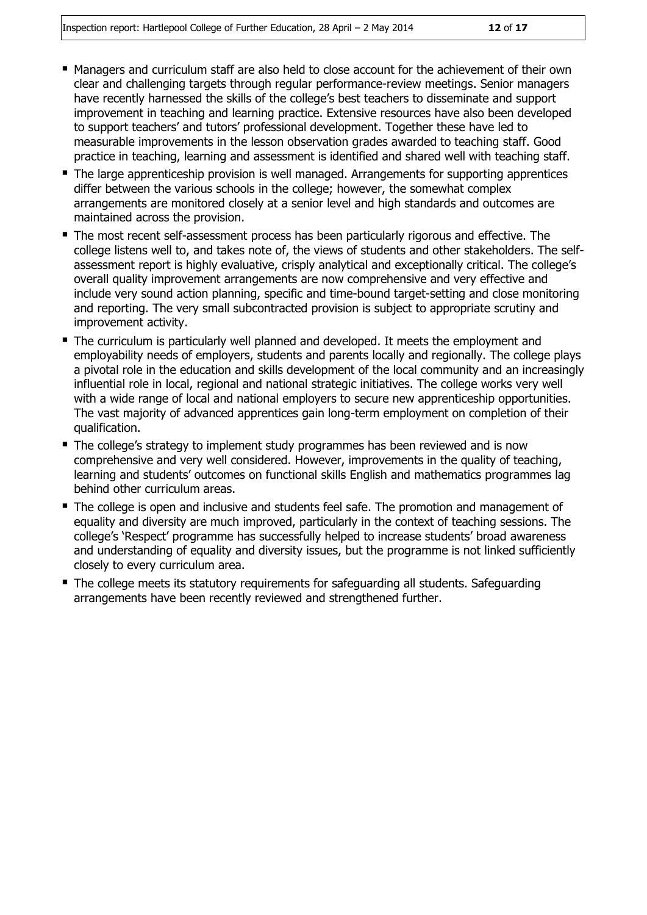- Managers and curriculum staff are also held to close account for the achievement of their own clear and challenging targets through regular performance-review meetings. Senior managers have recently harnessed the skills of the college's best teachers to disseminate and support improvement in teaching and learning practice. Extensive resources have also been developed to support teachers' and tutors' professional development. Together these have led to measurable improvements in the lesson observation grades awarded to teaching staff. Good practice in teaching, learning and assessment is identified and shared well with teaching staff.
- The large apprenticeship provision is well managed. Arrangements for supporting apprentices differ between the various schools in the college; however, the somewhat complex arrangements are monitored closely at a senior level and high standards and outcomes are maintained across the provision.
- The most recent self-assessment process has been particularly rigorous and effective. The college listens well to, and takes note of, the views of students and other stakeholders. The self-assessment report is highly evaluative, crisply analytical and exceptionally critical. The college's overall quality improvement arrangements are now comprehensive and very effective and include very sound action planning, specific and time-bound target-setting and close monitoring and reporting. The very small subcontracted provision is subject to appropriate scrutiny and improvement activity.
- The curriculum is particularly well planned and developed. It meets the employment and employability needs of employers, students and parents locally and regionally. The college plays a pivotal role in the education and skills development of the local community and an increasingly influential role in local, regional and national strategic initiatives. The college works very well with a wide range of local and national employers to secure new apprenticeship opportunities. The vast majority of advanced apprentices gain long-term employment on completion of their qualification.
- The college's strategy to implement study programmes has been reviewed and is now comprehensive and very well considered. However, improvements in the quality of teaching, learning and students' outcomes on functional skills English and mathematics programmes lag behind other curriculum areas.
- The college is open and inclusive and students feel safe. The promotion and management of equality and diversity are much improved, particularly in the context of teaching sessions. The college's 'Respect' programme has successfully helped to increase students' broad awareness and understanding of equality and diversity issues, but the programme is not linked sufficiently closely to every curriculum area.
- The college meets its statutory requirements for safeguarding all students. Safeguarding arrangements have been recently reviewed and strengthened further.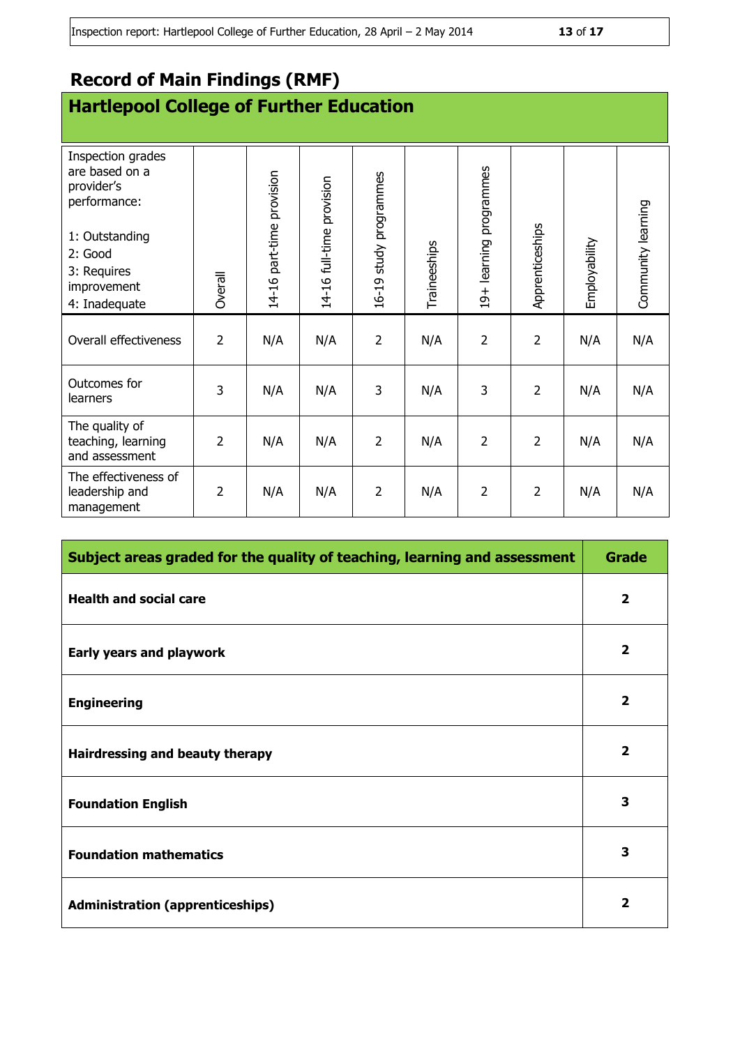## Record of Main Findings (RMF)

### Hartlepool College of Further Education

| Inspection grades are based on a provider's performance:<br><br>1: Outstanding<br>2: Good<br>3: Requires improvement<br>4: Inadequate | Overall | 14-16 part-time provision | 14-16 full-time provision | 16-19 study programmes | Traineeships | 19+ learning programmes | Apprenticeships | Employability | Community learning |
|---|---|---|---|---|---|---|---|---|---|
| Overall effectiveness | 2 | N/A | N/A | 2 | N/A | 2 | 2 | N/A | N/A |
| Outcomes for learners | 3 | N/A | N/A | 3 | N/A | 3 | 2 | N/A | N/A |
| The quality of teaching, learning and assessment | 2 | N/A | N/A | 2 | N/A | 2 | 2 | N/A | N/A |
| The effectiveness of leadership and management | 2 | N/A | N/A | 2 | N/A | 2 | 2 | N/A | N/A |

| **Subject areas graded for the quality of teaching, learning and assessment** | **Grade** |
|---|---|
| **Health and social care** | **2** |
| **Early years and playwork** | **2** |
| **Engineering** | **2** |
| **Hairdressing and beauty therapy** | **2** |
| **Foundation English** | **3** |
| **Foundation mathematics** | **3** |
| **Administration (apprenticeships)** | **2** |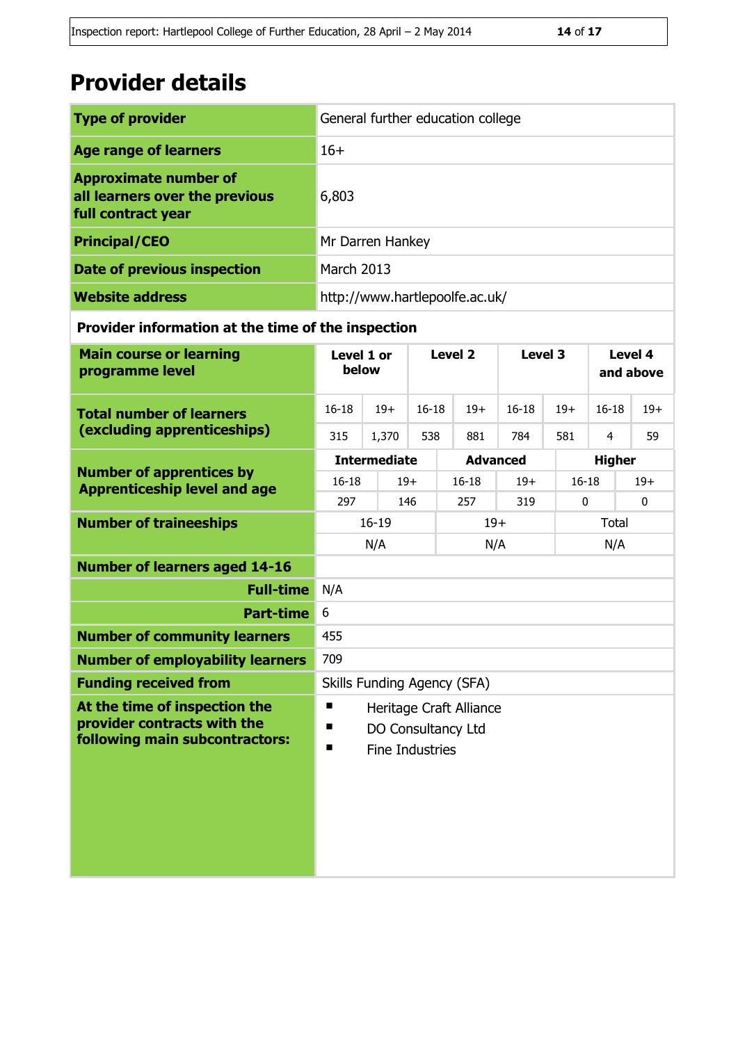# Provider details

| | |
|---|---|
| **Type of provider** | General further education college |
| **Age range of learners** | 16+ |
| **Approximate number of all learners over the previous full contract year** | 6,803 |
| **Principal/CEO** | Mr Darren Hankey |
| **Date of previous inspection** | March 2013 |
| **Website address** | http://www.hartlepoolfe.ac.uk/ |

**Provider information at the time of the inspection**

| **Main course or learning programme level** | **Level 1 or below** | | **Level 2** | | **Level 3** | | **Level 4 and above** | |
|---|---|---|---|---|---|---|---|---|
| **Total number of learners (excluding apprenticeships)** | 16-18 | 19+ | 16-18 | 19+ | 16-18 | 19+ | 16-18 | 19+ |
| | 315 | 1,370 | 538 | 881 | 784 | 581 | 4 | 59 |

| **Number of apprentices by Apprenticeship level and age** | **Intermediate** | | **Advanced** | | **Higher** | |
|---|---|---|---|---|---|---|
| | 16-18 | 19+ | 16-18 | 19+ | 16-18 | 19+ |
| | 297 | 146 | 257 | 319 | 0 | 0 |

| **Number of traineeships** | 16-19 | 19+ | Total |
|---|---|---|---|
| | N/A | N/A | N/A |

| | |
|---|---|
| **Number of learners aged 14-16** | |
| **Full-time** | N/A |
| **Part-time** | 6 |
| **Number of community learners** | 455 |
| **Number of employability learners** | 709 |
| **Funding received from** | Skills Funding Agency (SFA) |
| **At the time of inspection the provider contracts with the following main subcontractors:** | ▪ Heritage Craft Alliance<br>▪ DO Consultancy Ltd<br>▪ Fine Industries |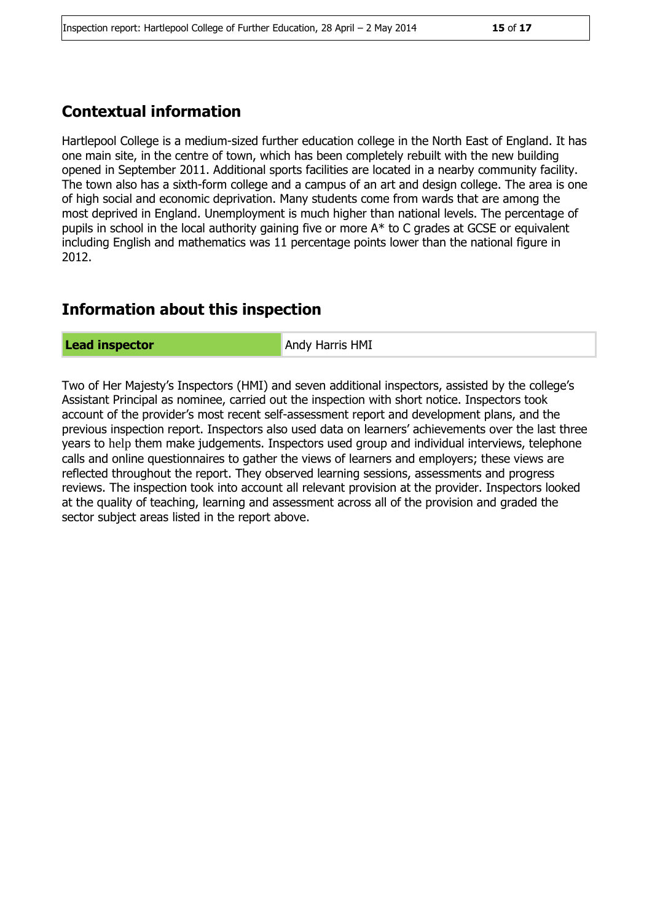## Contextual information

Hartlepool College is a medium-sized further education college in the North East of England. It has one main site, in the centre of town, which has been completely rebuilt with the new building opened in September 2011. Additional sports facilities are located in a nearby community facility. The town also has a sixth-form college and a campus of an art and design college. The area is one of high social and economic deprivation. Many students come from wards that are among the most deprived in England. Unemployment is much higher than national levels. The percentage of pupils in school in the local authority gaining five or more A* to C grades at GCSE or equivalent including English and mathematics was 11 percentage points lower than the national figure in 2012.

## Information about this inspection

| **Lead inspector** | Andy Harris HMI |
| --- | --- |

Two of Her Majesty's Inspectors (HMI) and seven additional inspectors, assisted by the college's Assistant Principal as nominee, carried out the inspection with short notice. Inspectors took account of the provider's most recent self-assessment report and development plans, and the previous inspection report. Inspectors also used data on learners' achievements over the last three years to help them make judgements. Inspectors used group and individual interviews, telephone calls and online questionnaires to gather the views of learners and employers; these views are reflected throughout the report. They observed learning sessions, assessments and progress reviews. The inspection took into account all relevant provision at the provider. Inspectors looked at the quality of teaching, learning and assessment across all of the provision and graded the sector subject areas listed in the report above.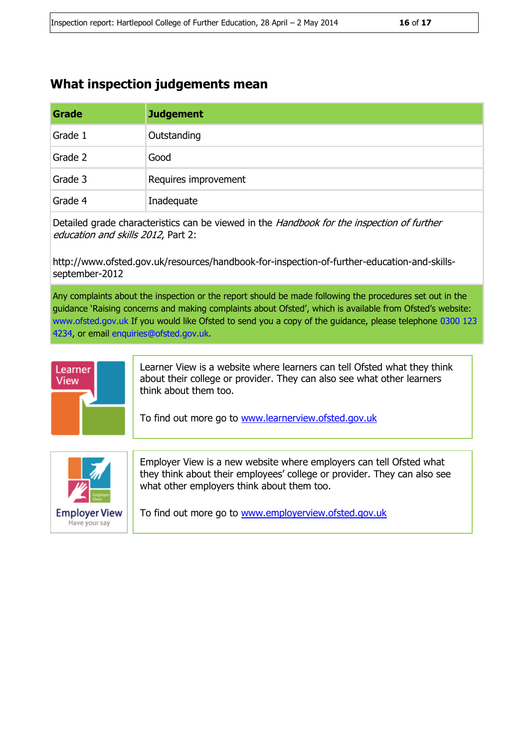## What inspection judgements mean

| Grade | Judgement |
|---|---|
| Grade 1 | Outstanding |
| Grade 2 | Good |
| Grade 3 | Requires improvement |
| Grade 4 | Inadequate |

Detailed grade characteristics can be viewed in the *Handbook for the inspection of further education and skills 2012*, Part 2:

http://www.ofsted.gov.uk/resources/handbook-for-inspection-of-further-education-and-skills-september-2012

Any complaints about the inspection or the report should be made following the procedures set out in the guidance 'Raising concerns and making complaints about Ofsted', which is available from Ofsted's website: www.ofsted.gov.uk If you would like Ofsted to send you a copy of the guidance, please telephone 0300 123 4234, or email enquiries@ofsted.gov.uk.

Learner View is a website where learners can tell Ofsted what they think about their college or provider. They can also see what other learners think about them too.

To find out more go to www.learnerview.ofsted.gov.uk

Employer View is a new website where employers can tell Ofsted what they think about their employees' college or provider. They can also see what other employers think about them too.

To find out more go to www.employerview.ofsted.gov.uk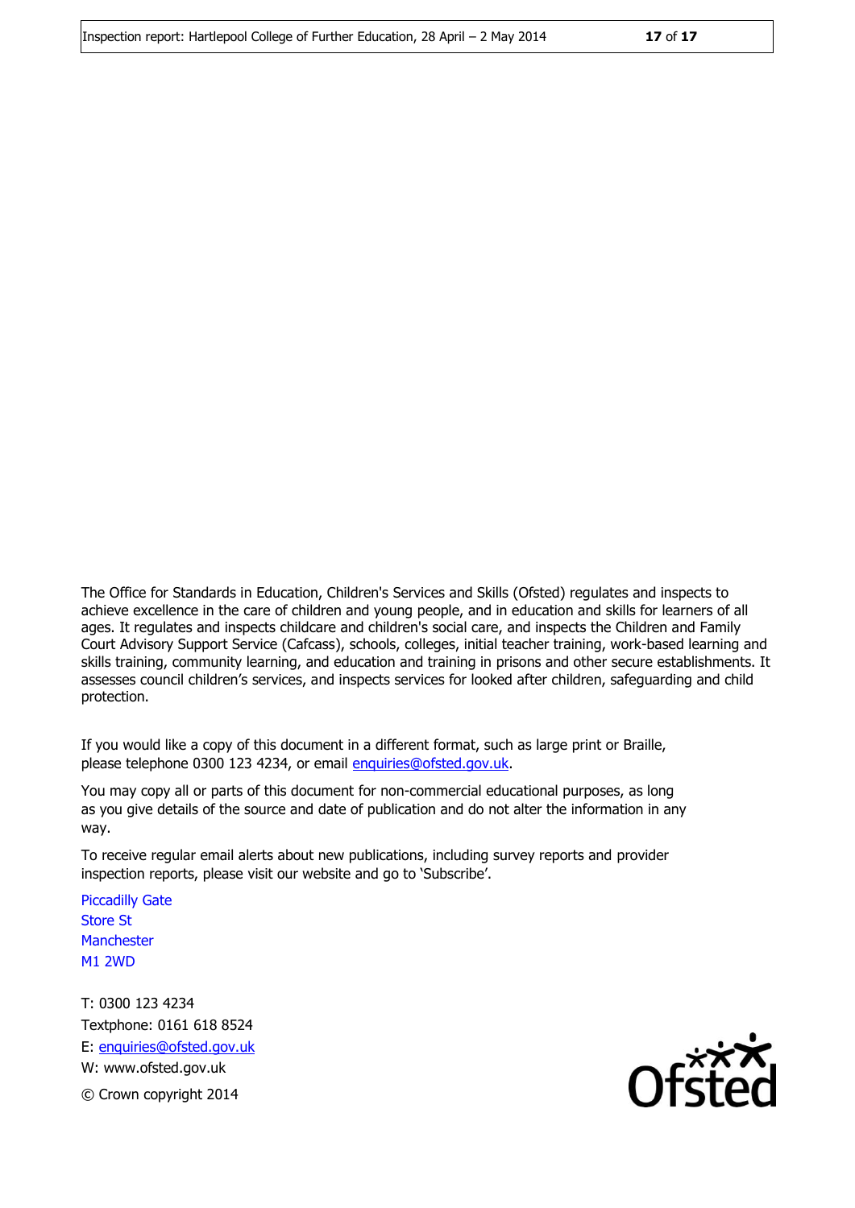The Office for Standards in Education, Children's Services and Skills (Ofsted) regulates and inspects to achieve excellence in the care of children and young people, and in education and skills for learners of all ages. It regulates and inspects childcare and children's social care, and inspects the Children and Family Court Advisory Support Service (Cafcass), schools, colleges, initial teacher training, work-based learning and skills training, community learning, and education and training in prisons and other secure establishments. It assesses council children's services, and inspects services for looked after children, safeguarding and child protection.

If you would like a copy of this document in a different format, such as large print or Braille, please telephone 0300 123 4234, or email enquiries@ofsted.gov.uk.

You may copy all or parts of this document for non-commercial educational purposes, as long as you give details of the source and date of publication and do not alter the information in any way.

To receive regular email alerts about new publications, including survey reports and provider inspection reports, please visit our website and go to 'Subscribe'.

Piccadilly Gate
Store St
Manchester
M1 2WD

T: 0300 123 4234
Textphone: 0161 618 8524
E: enquiries@ofsted.gov.uk
W: www.ofsted.gov.uk

© Crown copyright 2014